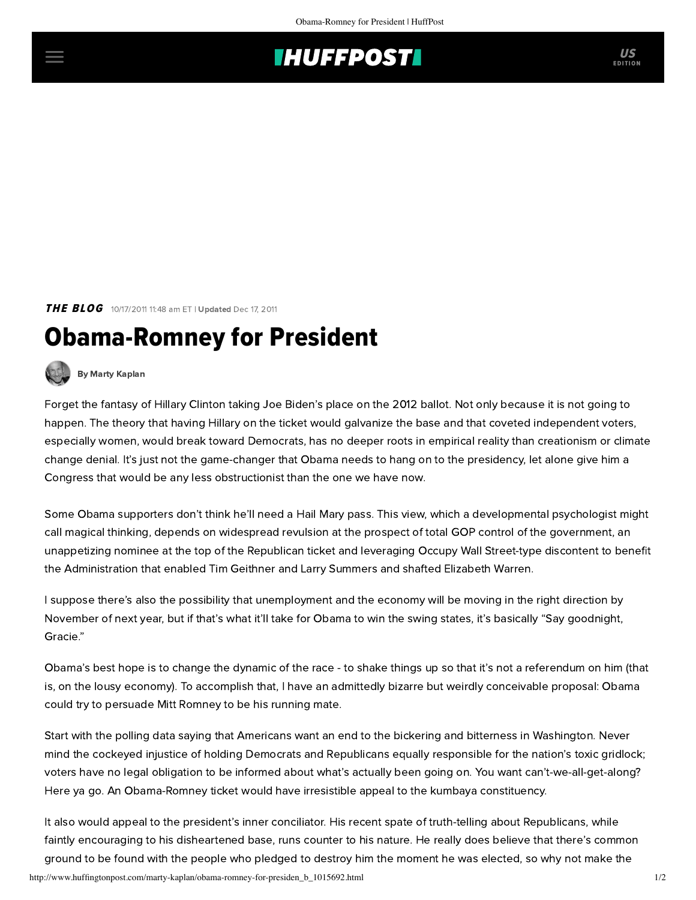**THE BLOG** 10/17/2011 11:48 am ET | **Updated** Dec 17, 2011

# Obama-Romney for President

**By Marty Kaplan**

Forget the fantasy of Hillary Clinton taking Joe Biden's place on the 2012 ballot. Not only because it is not going to happen. The theory that having Hillary on the ticket would galvanize the base and that coveted independent voters, especially women, would break toward Democrats, has no deeper roots in empirical reality than creationism or climate change denial. It's just not the game-changer that Obama needs to hang on to the presidency, let alone give him a Congress that would be any less obstructionist than the one we have now.

Some Obama supporters don't think he'll need a Hail Mary pass. This view, which a developmental psychologist might call magical thinking, depends on widespread revulsion at the prospect of total GOP control of the government, an unappetizing nominee at the top of the Republican ticket and leveraging Occupy Wall Street-type discontent to benefit the Administration that enabled Tim Geithner and Larry Summers and shafted Elizabeth Warren.

I suppose there's also the possibility that unemployment and the economy will be moving in the right direction by November of next year, but if that's what it'll take for Obama to win the swing states, it's basically "Say goodnight, Gracie."

Obama's best hope is to change the dynamic of the race - to shake things up so that it's not a referendum on him (that is, on the lousy economy). To accomplish that, I have an admittedly bizarre but weirdly conceivable proposal: Obama could try to persuade Mitt Romney to be his running mate.

Start with the polling data saying that Americans want an end to the bickering and bitterness in Washington. Never mind the cockeyed injustice of holding Democrats and Republicans equally responsible for the nation's toxic gridlock; voters have no legal obligation to be informed about what's actually been going on. You want can't-we-all-get-along? Here ya go. An Obama-Romney ticket would have irresistible appeal to the kumbaya constituency.

It also would appeal to the president's inner conciliator. His recent spate of truth-telling about Republicans, while faintly encouraging to his disheartened base, runs counter to his nature. He really does believe that there's common ground to be found with the people who pledged to destroy him the moment he was elected, so why not make the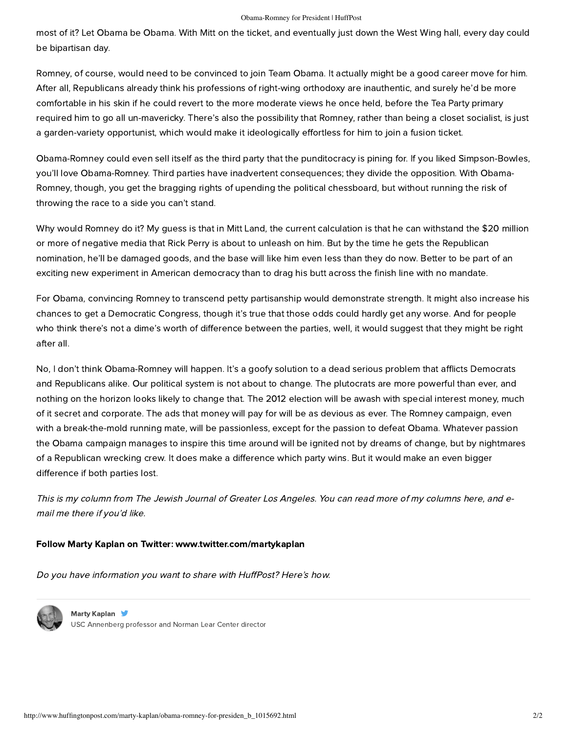most of it? Let Obama be Obama. With Mitt on the ticket, and eventually just down the West Wing hall, every day could be bipartisan day.

Romney, of course, would need to be convinced to join Team Obama. It actually might be a good career move for him. After all, Republicans already think his professions of right-wing orthodoxy are inauthentic, and surely he'd be more comfortable in his skin if he could revert to the more moderate views he once held, before the Tea Party primary required him to go all un-mavericky. There's also the possibility that Romney, rather than being a closet socialist, is just a garden-variety opportunist, which would make it ideologically effortless for him to join a fusion ticket.

Obama-Romney could even sell itself as the third party that the punditocracy is pining for. If you liked Simpson-Bowles, you'll love Obama-Romney. Third parties have inadvertent consequences; they divide the opposition. With Obama-Romney, though, you get the bragging rights of upending the political chessboard, but without running the risk of throwing the race to a side you can't stand.

Why would Romney do it? My guess is that in Mitt Land, the current calculation is that he can withstand the $20 million or more of negative media that Rick Perry is about to unleash on him. But by the time he gets the Republican nomination, he'll be damaged goods, and the base will like him even less than they do now. Better to be part of an exciting new experiment in American democracy than to drag his butt across the finish line with no mandate.

For Obama, convincing Romney to transcend petty partisanship would demonstrate strength. It might also increase his chances to get a Democratic Congress, though it's true that those odds could hardly get any worse. And for people who think there's not a dime's worth of difference between the parties, well, it would suggest that they might be right after all.

No, I don't think Obama-Romney will happen. It's a goofy solution to a dead serious problem that afflicts Democrats and Republicans alike. Our political system is not about to change. The plutocrats are more powerful than ever, and nothing on the horizon looks likely to change that. The 2012 election will be awash with special interest money, much of it secret and corporate. The ads that money will pay for will be as devious as ever. The Romney campaign, even with a break-the-mold running mate, will be passionless, except for the passion to defeat Obama. Whatever passion the Obama campaign manages to inspire this time around will be ignited not by dreams of change, but by nightmares of a Republican wrecking crew. It does make a difference which party wins. But it would make an even bigger difference if both parties lost.

*This is my column from The Jewish Journal of Greater Los Angeles. You can read more of my columns here, and e-mail me there if you'd like.*

**Follow Marty Kaplan on Twitter: www.twitter.com/martykaplan**

*Do you have information you want to share with HuffPost? Here's how.*

**Marty Kaplan**
USC Annenberg professor and Norman Lear Center director